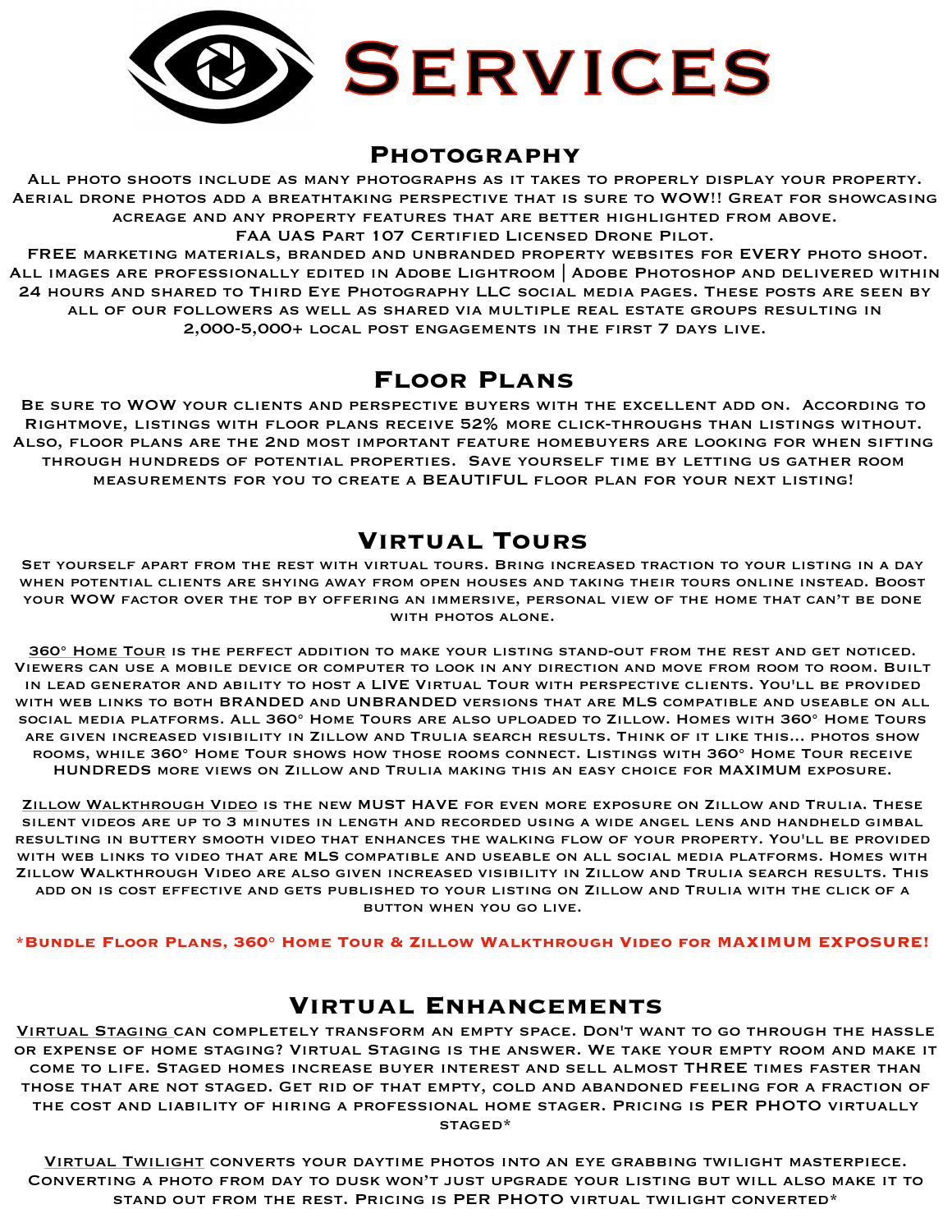# Services

## Photography

All photo shoots include as many photographs as it takes to properly display your property. Aerial drone photos add a breathtaking perspective that is sure to WOW!! Great for showcasing acreage and any property features that are better highlighted from above.
FAA UAS Part 107 Certified Licensed Drone Pilot.
FREE marketing materials, branded and unbranded property websites for EVERY photo shoot. All images are professionally edited in Adobe Lightroom | Adobe Photoshop and delivered within 24 hours and shared to Third Eye Photography LLC social media pages. These posts are seen by all of our followers as well as shared via multiple real estate groups resulting in 2,000-5,000+ local post engagements in the first 7 days live.

## Floor Plans

Be sure to WOW your clients and perspective buyers with the excellent add on. According to Rightmove, listings with floor plans receive 52% more click-throughs than listings without. Also, floor plans are the 2nd most important feature homebuyers are looking for when sifting through hundreds of potential properties. Save yourself time by letting us gather room measurements for you to create a BEAUTIFUL floor plan for your next listing!

## Virtual Tours

Set yourself apart from the rest with virtual tours. Bring increased traction to your listing in a day when potential clients are shying away from open houses and taking their tours online instead. Boost your WOW factor over the top by offering an immersive, personal view of the home that can't be done with photos alone.

<u>360° Home Tour</u> is the perfect addition to make your listing stand-out from the rest and get noticed. Viewers can use a mobile device or computer to look in any direction and move from room to room. Built in lead generator and ability to host a LIVE Virtual Tour with perspective clients. You'll be provided with web links to both BRANDED and UNBRANDED versions that are MLS compatible and useable on all social media platforms. All 360° Home Tours are also uploaded to Zillow. Homes with 360° Home Tours are given increased visibility in Zillow and Trulia search results. Think of it like this... photos show rooms, while 360° Home Tour shows how those rooms connect. Listings with 360° Home Tour receive HUNDREDS more views on Zillow and Trulia making this an easy choice for MAXIMUM exposure.

<u>Zillow Walkthrough Video</u> is the new MUST HAVE for even more exposure on Zillow and Trulia. These silent videos are up to 3 minutes in length and recorded using a wide angel lens and handheld gimbal resulting in buttery smooth video that enhances the walking flow of your property. You'll be provided with web links to video that are MLS compatible and useable on all social media platforms. Homes with Zillow Walkthrough Video are also given increased visibility in Zillow and Trulia search results. This add on is cost effective and gets published to your listing on Zillow and Trulia with the click of a button when you go live.

**\*Bundle Floor Plans, 360° Home Tour & Zillow Walkthrough Video for MAXIMUM EXPOSURE!**

## Virtual Enhancements

<u>Virtual Staging</u> can completely transform an empty space. Don't want to go through the hassle or expense of home staging? Virtual Staging is the answer. We take your empty room and make it come to life. Staged homes increase buyer interest and sell almost THREE times faster than those that are not staged. Get rid of that empty, cold and abandoned feeling for a fraction of the cost and liability of hiring a professional home stager. Pricing is PER PHOTO virtually staged*

<u>Virtual Twilight</u> converts your daytime photos into an eye grabbing twilight masterpiece. Converting a photo from day to dusk won't just upgrade your listing but will also make it to stand out from the rest. Pricing is PER PHOTO virtual twilight converted*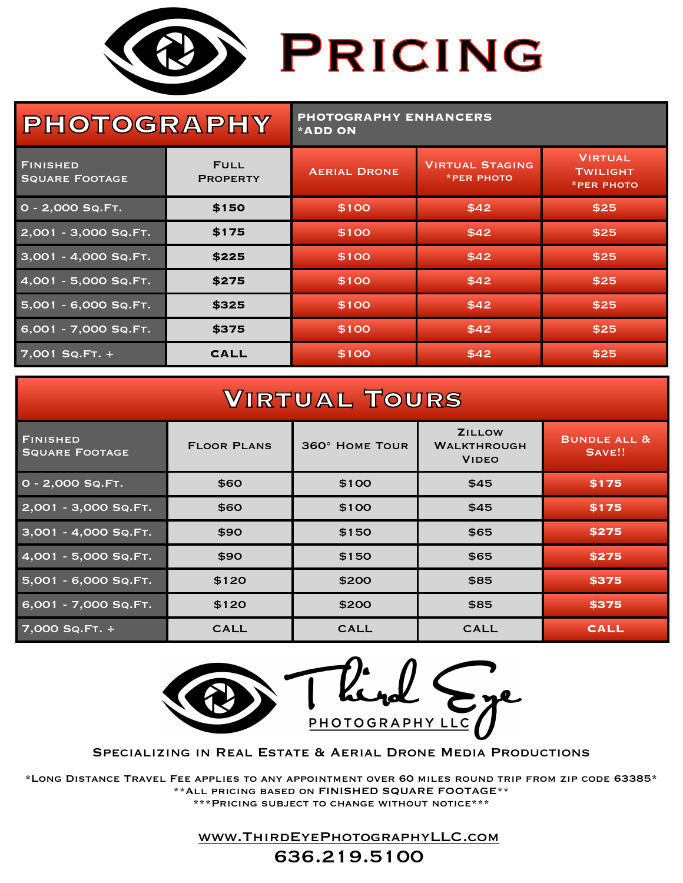# Pricing

| PHOTOGRAPHY | | PHOTOGRAPHY ENHANCERS *ADD ON | | |
|---|---|---|---|---|
| Finished Square Footage | Full Property | Aerial Drone | Virtual Staging *per photo | Virtual Twilight *per photo |
| 0 - 2,000 Sq.Ft. | **$150** | $100 | $42 | $25 |
| 2,001 - 3,000 Sq.Ft. | **$175** | $100 | $42 | $25 |
| 3,001 - 4,000 Sq.Ft. | **$225** | $100 | $42 | $25 |
| 4,001 - 5,000 Sq.Ft. | **$275** | $100 | $42 | $25 |
| 5,001 - 6,000 Sq.Ft. | **$325** | $100 | $42 | $25 |
| 6,001 - 7,000 Sq.Ft. | **$375** | $100 | $42 | $25 |
| 7,001 Sq.Ft. + | **CALL** | $100 | $42 | $25 |

## Virtual Tours

| Finished Square Footage | Floor Plans | 360° Home Tour | Zillow Walkthrough Video | Bundle All & Save!! |
|---|---|---|---|---|
| 0 - 2,000 Sq.Ft. | $60 | $100 | $45 | **$175** |
| 2,001 - 3,000 Sq.Ft. | $60 | $100 | $45 | **$175** |
| 3,001 - 4,000 Sq.Ft. | $90 | $150 | $65 | **$275** |
| 4,001 - 5,000 Sq.Ft. | $90 | $150 | $65 | **$275** |
| 5,001 - 6,000 Sq.Ft. | $120 | $200 | $85 | **$375** |
| 6,001 - 7,000 Sq.Ft. | $120 | $200 | $85 | **$375** |
| 7,000 Sq.Ft. + | CALL | CALL | CALL | **CALL** |

Third Eye PHOTOGRAPHY LLC

Specializing in Real Estate & Aerial Drone Media Productions

*Long Distance Travel Fee applies to any appointment over 60 miles round trip from zip code 63385*
**All pricing based on FINISHED SQUARE FOOTAGE**
***Pricing subject to change without notice***

www.ThirdEyePhotographyLLC.com

**636.219.5100**